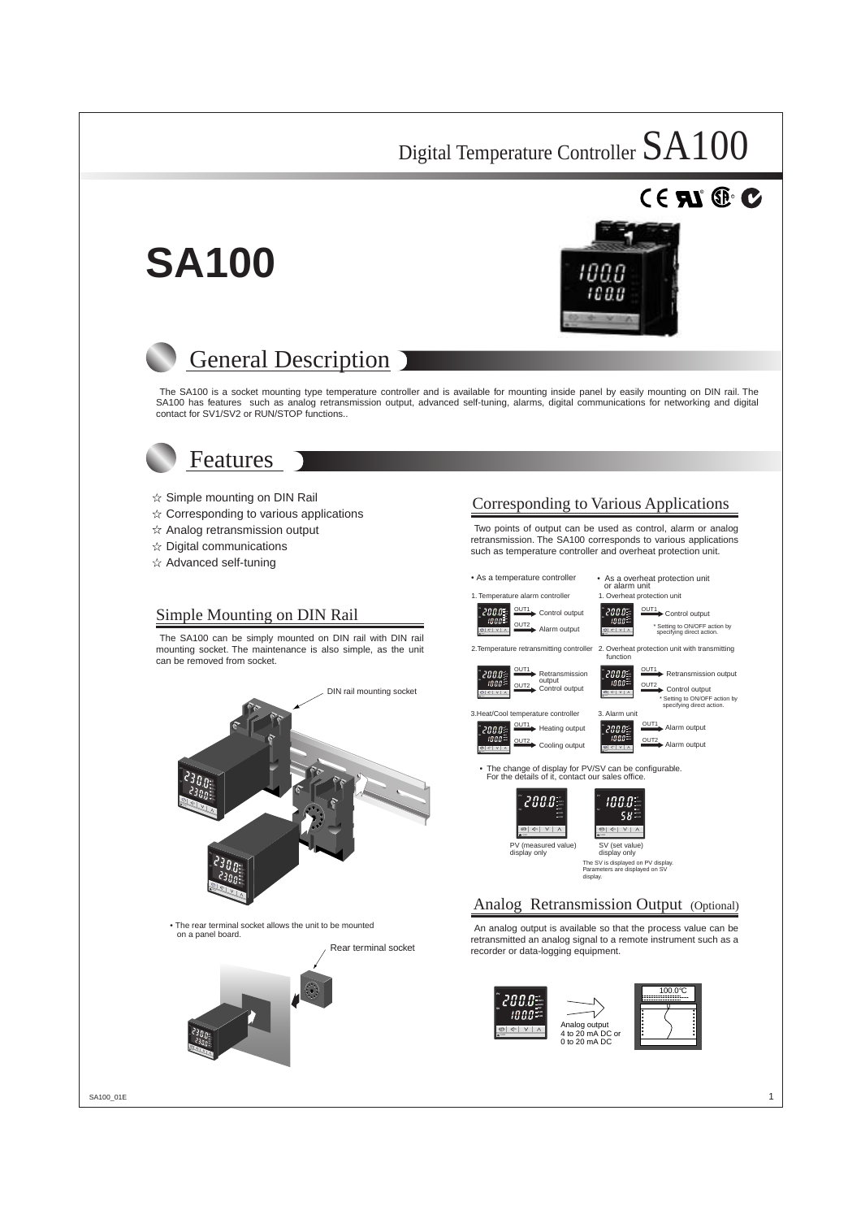# Digital Temperature Controller SA100

# SA100

## General Description

The SA100 is a socket mounting type temperature controller and is available for mounting inside panel by easily mounting on DIN rail. The SA100 has features such as analog retransmission output, advanced self-tuning, alarms, digital communications for networking and digital contact for SV1/SV2 or RUN/STOP functions..

## Features

- ☆ Simple mounting on DIN Rail
- ☆ Corresponding to various applications
- ☆ Analog retransmission output
- ☆ Digital communications
- ☆ Advanced self-tuning

### Simple Mounting on DIN Rail

The SA100 can be simply mounted on DIN rail with DIN rail mounting socket. The maintenance is also simple, as the unit can be removed from socket.

DIN rail mounting socket

• The rear terminal socket allows the unit to be mounted on a panel board.

Rear terminal socket

### Corresponding to Various Applications

Two points of output can be used as control, alarm or analog retransmission. The SA100 corresponds to various applications such as temperature controller and overheat protection unit.

• As a temperature controller

1. Temperature alarm controller
   - OUT1 → Control output
   - OUT2 → Alarm output
2. Temperature retransmitting controller
   - OUT1 → Retransmission output
   - OUT2 → Control output
3. Heat/Cool temperature controller
   - OUT1 → Heating output
   - OUT2 → Cooling output

• As a overheat protection unit or alarm unit

1. Overheat protection unit
   - OUT1 → Control output
   - \* Setting to ON/OFF action by specifying direct action.
2. Overheat protection unit with transmitting function
   - OUT1 → Retransmission output
   - OUT2 → Control output
   - \* Setting to ON/OFF action by specifying direct action.
3. Alarm unit
   - OUT1 → Alarm output
   - OUT2 → Alarm output

• The change of display for PV/SV can be configurable. For the details of it, contact our sales office.

PV (measured value) display only

SV (set value) display only

The SV is displayed on PV display. Parameters are displayed on SV display.

### Analog Retransmission Output (Optional)

An analog output is available so that the process value can be retransmitted an analog signal to a remote instrument such as a recorder or data-logging equipment.

Analog output 4 to 20 mA DC or 0 to 20 mA DC

100.0°C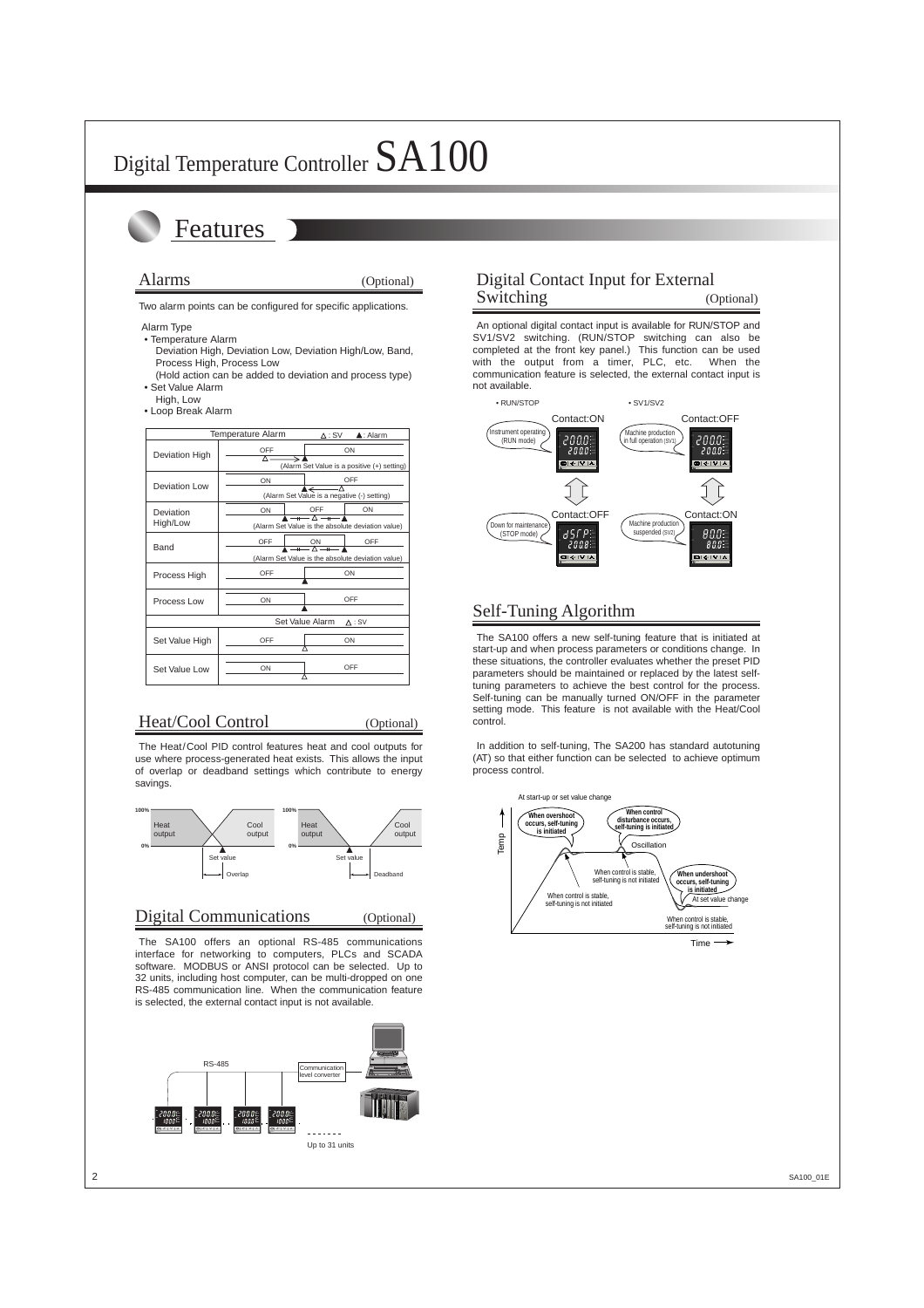# Digital Temperature Controller SA100

## Features

### Alarms (Optional)

Two alarm points can be configured for specific applications.

Alarm Type

- Temperature Alarm
  Deviation High, Deviation Low, Deviation High/Low, Band, Process High, Process Low
  (Hold action can be added to deviation and process type)
- Set Value Alarm
  High, Low
- Loop Break Alarm

| Temperature Alarm (△ : SV ▲ : Alarm) | |
|---|---|
| Deviation High | OFF / ON (Alarm Set Value is a positive (+) setting) |
| Deviation Low | ON / OFF (Alarm Set Value is a negative (-) setting) |
| Deviation High/Low | ON / OFF / ON (Alarm Set Value is the absolute deviation value) |
| Band | OFF / ON / OFF (Alarm Set Value is the absolute deviation value) |
| Process High | OFF / ON |
| Process Low | ON / OFF |
| **Set Value Alarm (△ : SV)** | |
| Set Value High | OFF / ON |
| Set Value Low | ON / OFF |

### Heat/Cool Control (Optional)

The Heat/Cool PID control features heat and cool outputs for use where process-generated heat exists. This allows the input of overlap or deadband settings which contribute to energy savings.

### Digital Communications (Optional)

The SA100 offers an optional RS-485 communications interface for networking to computers, PLCs and SCADA software. MODBUS or ANSI protocol can be selected. Up to 32 units, including host computer, can be multi-dropped on one RS-485 communication line. When the communication feature is selected, the external contact input is not available.

### Digital Contact Input for External Switching (Optional)

An optional digital contact input is available for RUN/STOP and SV1/SV2 switching. (RUN/STOP switching can also be completed at the front key panel.) This function can be used with the output from a timer, PLC, etc. When the communication feature is selected, the external contact input is not available.

### Self-Tuning Algorithm

The SA100 offers a new self-tuning feature that is initiated at start-up and when process parameters or conditions change. In these situations, the controller evaluates whether the preset PID parameters should be maintained or replaced by the latest self-tuning parameters to achieve the best control for the process. Self-tuning can be manually turned ON/OFF in the parameter setting mode. This feature is not available with the Heat/Cool control.

In addition to self-tuning, The SA200 has standard autotuning (AT) so that either function can be selected to achieve optimum process control.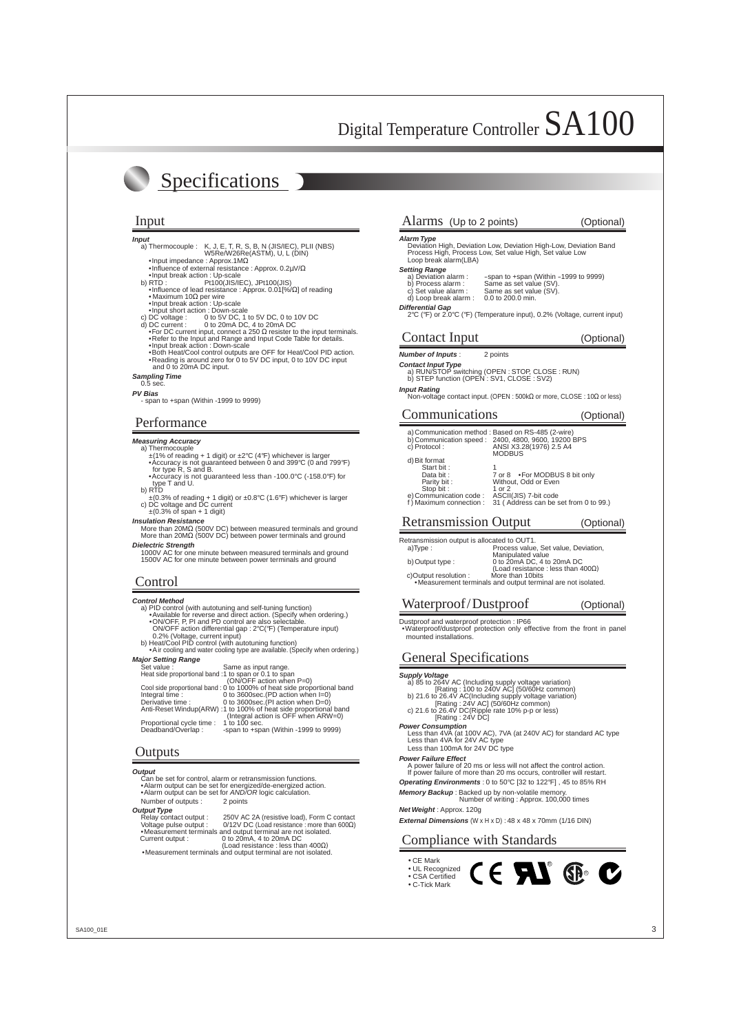# Digital Temperature Controller SA100

## Specifications

### Input

***Input***

a) Thermocouple : K, J, E, T, R, S, B, N (JIS/IEC), PLII (NBS) W5Re/W26Re(ASTM), U, L (DIN)
- Input impedance : Approx.1MΩ
- Influence of external resistance : Approx. 0.2μV/Ω
- Input break action : Up-scale

b) RTD : Pt100(JIS/IEC), JPt100(JIS)
- Influence of lead resistance : Approx. 0.01[%/Ω] of reading
- Maximum 10Ω per wire
- Input break action : Up-scale
- Input short action : Down-scale

c) DC voltage : 0 to 5V DC, 1 to 5V DC, 0 to 10V DC

d) DC current : 0 to 20mA DC, 4 to 20mA DC
- For DC current input, connect a 250 Ω resister to the input terminals.
- Refer to the Input and Range and Input Code Table for details.
- Input break action : Down-scale
- Both Heat/Cool control outputs are OFF for Heat/Cool PID action.
- Reading is around zero for 0 to 5V DC input, 0 to 10V DC input and 0 to 20mA DC input.

***Sampling Time***
0.5 sec.

***PV Bias***
- span to +span (Within -1999 to 9999)

### Performance

***Measuring Accuracy***

a) Thermocouple
±(1% of reading + 1 digit) or ±2°C (4°F) whichever is larger
- Accuracy is not guaranteed between 0 and 399°C (0 and 799°F) for type R, S and B.
- Accuracy is not guaranteed less than -100.0°C (-158.0°F) for type T and U.

b) RTD
±(0.3% of reading + 1 digit) or ±0.8°C (1.6°F) whichever is larger

c) DC voltage and DC current
±(0.3% of span + 1 digit)

***Insulation Resistance***
More than 20MΩ (500V DC) between measured terminals and ground
More than 20MΩ (500V DC) between power terminals and ground

***Dielectric Strength***
1000V AC for one minute between measured terminals and ground
1500V AC for one minute between power terminals and ground

### Control

***Control Method***

a) PID control (with autotuning and self-tuning function)
- Available for reverse and direct action. (Specify when ordering.)
- ON/OFF, P, PI and PD control are also selectable. ON/OFF action differential gap : 2°C(°F) (Temperature input) 0.2% (Voltage, current input)

b) Heat/Cool PID control (with autotuning function)
- Air cooling and water cooling type are available. (Specify when ordering.)

***Major Setting Range***

| | |
|---|---|
| Set value : | Same as input range. |
| Heat side proportional band : | 1 to span or 0.1 to span (ON/OFF action when P=0) |
| Cool side proportional band : | 0 to 1000% of heat side proportional band |
| Integral time : | 0 to 3600sec.(PD action when I=0) |
| Derivative time : | 0 to 3600sec.(PI action when D=0) |
| Anti-Reset Windup(ARW) : | 1 to 100% of heat side proportional band (Integral action is OFF when ARW=0) |
| Proportional cycle time : | 1 to 100 sec. |
| Deadband/Overlap : | -span to +span (Within -1999 to 9999) |

### Outputs

***Output***
Can be set for control, alarm or retransmission functions.
- Alarm output can be set for energized/de-energized action.
- Alarm output can be set for *AND/OR* logic calculation.

Number of outputs : 2 points

***Output Type***
Relay contact output : 250V AC 2A (resistive load), Form C contact
Voltage pulse output : 0/12V DC (Load resistance : more than 600Ω)
- Measurement terminals and output terminal are not isolated.

Current output : 0 to 20mA, 4 to 20mA DC (Load resistance : less than 400Ω)
- Measurement terminals and output terminal are not isolated.

### Alarms (Up to 2 points) (Optional)

***Alarm Type***
Deviation High, Deviation Low, Deviation High-Low, Deviation Band
Process High, Process Low, Set value High, Set value Low
Loop break alarm(LBA)

***Setting Range***

| | |
|---|---|
| a) Deviation alarm : | -span to +span (Within -1999 to 9999) |
| b) Process alarm : | Same as set value (SV). |
| c) Set value alarm : | Same as set value (SV). |
| d) Loop break alarm : | 0.0 to 200.0 min. |

***Differential Gap***
2°C (°F) or 2.0°C (°F) (Temperature input), 0.2% (Voltage, current input)

### Contact Input (Optional)

***Number of Inputs*** : 2 points

***Contact Input Type***
a) RUN/STOP switching (OPEN : STOP, CLOSE : RUN)
b) STEP function (OPEN : SV1, CLOSE : SV2)

***Input Rating***
Non-voltage contact input. (OPEN : 500kΩ or more, CLOSE : 10Ω or less)

### Communications (Optional)

| | |
|---|---|
| a) Communication method : | Based on RS-485 (2-wire) |
| b) Communication speed : | 2400, 4800, 9600, 19200 BPS |
| c) Protocol : | ANSI X3.28(1976) 2.5 A4 MODBUS |
| d) Bit format | |
| Start bit : | 1 |
| Data bit : | 7 or 8 •For MODBUS 8 bit only |
| Parity bit : | Without, Odd or Even |
| Stop bit : | 1 or 2 |
| e) Communication code : | ASCII(JIS) 7-bit code |
| f ) Maximum connection : | 31 ( Address can be set from 0 to 99.) |

### Retransmission Output (Optional)

Retransmission output is allocated to OUT1.

| | |
|---|---|
| a)Type : | Process value, Set value, Deviation, Manipulated value |
| b)Output type : | 0 to 20mA DC, 4 to 20mA DC (Load resistance : less than 400Ω) |
| c)Output resolution : | More than 10bits |

- Measurement terminals and output terminal are not isolated.

### Waterproof/Dustproof (Optional)

Dustproof and waterproof protection : IP66
- Waterproof/dustproof protection only effective from the front in panel mounted installations.

### General Specifications

***Supply Voltage***
a) 85 to 264V AC (Including supply voltage variation) [Rating : 100 to 240V AC] (50/60Hz common)
b) 21.6 to 26.4V AC(Including supply voltage variation) [Rating : 24V AC] (50/60Hz common)
c) 21.6 to 26.4V DC(Ripple rate 10% p-p or less) [Rating : 24V DC]

***Power Consumption***
Less than 4VA (at 100V AC), 7VA (at 240V AC) for standard AC type
Less than 4VA for 24V AC type
Less than 100mA for 24V DC type

***Power Failure Effect***
A power failure of 20 ms or less will not affect the control action.
If power failure of more than 20 ms occurs, controller will restart.

***Operating Environments*** : 0 to 50°C [32 to 122°F] , 45 to 85% RH

***Memory Backup*** : Backed up by non-volatile memory. Number of writing : Approx. 100,000 times

***Net Weight*** : Approx. 120g

***External Dimensions*** (W x H x D) : 48 x 48 x 70mm (1/16 DIN)

### Compliance with Standards

- CE Mark
- UL Recognized
- CSA Certified
- C-Tick Mark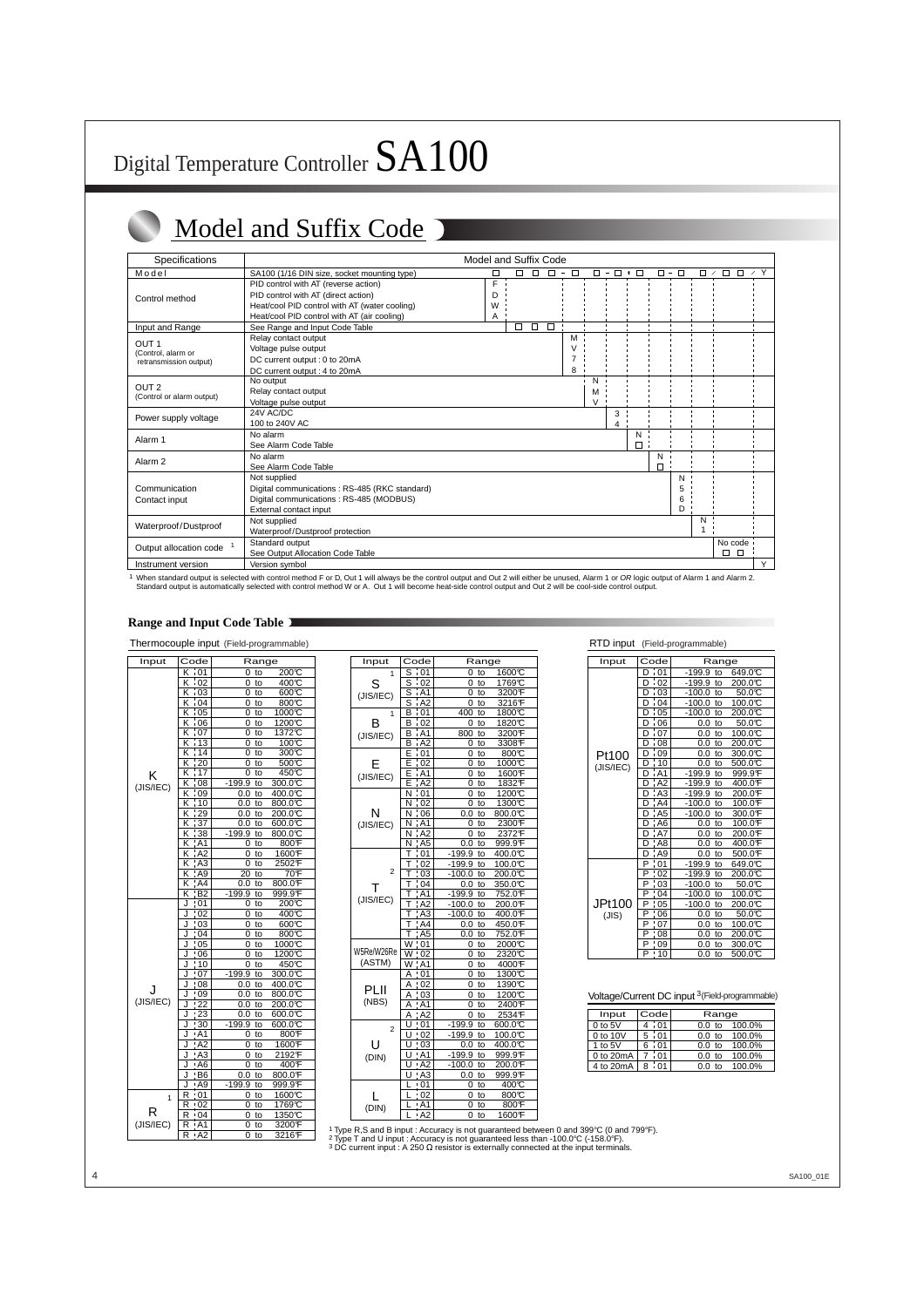# Digital Temperature Controller SA100

## Model and Suffix Code

| Specifications | | Model and Suffix Code |
|---|---|---|
| Model | SA100 (1/16 DIN size, socket mounting type) | □ □□□ - □ □ - □ * □ □ - □ □ / □□ / Y |
| Control method | PID control with AT (reverse action) | F |
| | PID control with AT (direct action) | D |
| | Heat/cool PID control with AT (water cooling) | W |
| | Heat/cool PID control with AT (air cooling) | A |
| Input and Range | See Range and Input Code Table | □□□ |
| OUT 1 (Control, alarm or retransmission output) | Relay contact output | M |
| | Voltage pulse output | V |
| | DC current output : 0 to 20mA | 7 |
| | DC current output : 4 to 20mA | 8 |
| OUT 2 (Control or alarm output) | No output | N |
| | Relay contact output | M |
| | Voltage pulse output | V |
| Power supply voltage | 24V AC/DC | 3 |
| | 100 to 240V AC | 4 |
| Alarm 1 | No alarm | N |
| | See Alarm Code Table | □ |
| Alarm 2 | No alarm | N |
| | See Alarm Code Table | □ |
| Communication Contact input | Not supplied | N |
| | Digital communications : RS-485 (RKC standard) | 5 |
| | Digital communications : RS-485 (MODBUS) | 6 |
| | External contact input | D |
| Waterproof/Dustproof | Not supplied | N |
| | Waterproof/Dustproof protection | 1 |
| Output allocation code [1] | Standard output | No code |
| | See Output Allocation Code Table | □□ |
| Instrument version | Version symbol | Y |

[1] When standard output is selected with control method F or D, Out 1 will always be the control output and Out 2 will either be unused, Alarm 1 or *OR* logic output of Alarm 1 and Alarm 2. Standard output is automatically selected with control method W or A. Out 1 will become heat-side control output and Out 2 will be cool-side control output.

### Range and Input Code Table

Thermocouple input (Field-programmable)

| Input | Code | Range |
|---|---|---|
| K (JIS/IEC) | K 01 | 0 to 200℃ |
| | K 02 | 0 to 400℃ |
| | K 03 | 0 to 600℃ |
| | K 04 | 0 to 800℃ |
| | K 05 | 0 to 1000℃ |
| | K 06 | 0 to 1200℃ |
| | K 07 | 0 to 1372℃ |
| | K 13 | 0 to 100℃ |
| | K 14 | 0 to 300℃ |
| | K 20 | 0 to 500℃ |
| | K 17 | 0 to 450℃ |
| | K 08 | -199.9 to 300.0℃ |
| | K 09 | 0.0 to 400.0℃ |
| | K 10 | 0.0 to 800.0℃ |
| | K 29 | 0.0 to 200.0℃ |
| | K 37 | 0.0 to 600.0℃ |
| | K 38 | -199.9 to 800.0℃ |
| | K A1 | 0 to 800℉ |
| | K A2 | 0 to 1600℉ |
| | K A3 | 0 to 2502℉ |
| | K A9 | 20 to 70℉ |
| | K A4 | 0.0 to 800.0℉ |
| | K B2 | -199.9 to 999.9℉ |
| J (JIS/IEC) | J 01 | 0 to 200℃ |
| | J 02 | 0 to 400℃ |
| | J 03 | 0 to 600℃ |
| | J 04 | 0 to 800℃ |
| | J 05 | 0 to 1000℃ |
| | J 06 | 0 to 1200℃ |
| | J 10 | 0 to 450℃ |
| | J 07 | -199.9 to 300.0℃ |
| | J 08 | 0.0 to 400.0℃ |
| | J 09 | 0.0 to 800.0℃ |
| | J 22 | 0.0 to 200.0℃ |
| | J 23 | 0.0 to 600.0℃ |
| | J 30 | -199.9 to 600.0℃ |
| | J A1 | 0 to 800℉ |
| | J A2 | 0 to 1600℉ |
| | J A3 | 0 to 2192℉ |
| | J A6 | 0 to 400℉ |
| | J B6 | 0.0 to 800.0℉ |
| | J A9 | -199.9 to 999.9℉ |
| R [1] (JIS/IEC) | R 01 | 0 to 1600℃ |
| | R 02 | 0 to 1769℃ |
| | R 04 | 0 to 1350℃ |
| | R A1 | 0 to 3200℉ |
| | R A2 | 0 to 3216℉ |
| S [1] (JIS/IEC) | S 01 | 0 to 1600℃ |
| | S 02 | 0 to 1769℃ |
| | S A1 | 0 to 3200℉ |
| | S A2 | 0 to 3216℉ |
| B [1] (JIS/IEC) | B 01 | 400 to 1800℃ |
| | B 02 | 0 to 1820℃ |
| | B A1 | 800 to 3200℉ |
| | B A2 | 0 to 3308℉ |
| E (JIS/IEC) | E 01 | 0 to 800℃ |
| | E 02 | 0 to 1000℃ |
| | E A1 | 0 to 1600℉ |
| | E A2 | 0 to 1832℉ |
| N (JIS/IEC) | N 01 | 0 to 1200℃ |
| | N 02 | 0 to 1300℃ |
| | N 06 | 0.0 to 800.0℃ |
| | N A1 | 0 to 2300℉ |
| | N A2 | 0 to 2372℉ |
| | N A5 | 0.0 to 999.9℉ |
| T [2] (JIS/IEC) | T 01 | -199.9 to 400.0℃ |
| | T 02 | -199.9 to 100.0℃ |
| | T 03 | -100.0 to 200.0℃ |
| | T 04 | 0.0 to 350.0℃ |
| | T A1 | -199.9 to 752.0℉ |
| | T A2 | -100.0 to 200.0℉ |
| | T A3 | -100.0 to 400.0℉ |
| | T A4 | 0.0 to 450.0℉ |
| | T A5 | 0.0 to 752.0℉ |
| W5Re/W26Re (ASTM) | W 01 | 0 to 2000℃ |
| | W 02 | 0 to 2320℃ |
| | W A1 | 0 to 4000℉ |
| PLII (NBS) | A 01 | 0 to 1300℃ |
| | A 02 | 0 to 1390℃ |
| | A 03 | 0 to 1200℃ |
| | A A1 | 0 to 2400℉ |
| | A A2 | 0 to 2534℉ |
| U [2] (DIN) | U 01 | -199.9 to 600.0℃ |
| | U 02 | -199.9 to 100.0℃ |
| | U 03 | 0.0 to 400.0℃ |
| | U A1 | -199.9 to 999.9℉ |
| | U A2 | -100.0 to 200.0℉ |
| | U A3 | 0.0 to 999.9℉ |
| L (DIN) | L 01 | 0 to 400℃ |
| | L 02 | 0 to 800℃ |
| | L A1 | 0 to 800℉ |
| | L A2 | 0 to 1600℉ |

RTD input (Field-programmable)

| Input | Code | Range |
|---|---|---|
| Pt100 (JIS/IEC) | D 01 | -199.9 to 649.0℃ |
| | D 02 | -199.9 to 200.0℃ |
| | D 03 | -100.0 to 50.0℃ |
| | D 04 | -100.0 to 100.0℃ |
| | D 05 | -100.0 to 200.0℃ |
| | D 06 | 0.0 to 50.0℃ |
| | D 07 | 0.0 to 100.0℃ |
| | D 08 | 0.0 to 200.0℃ |
| | D 09 | 0.0 to 300.0℃ |
| | D 10 | 0.0 to 500.0℃ |
| | D A1 | -199.9 to 999.9℉ |
| | D A2 | -199.9 to 400.0℉ |
| | D A3 | -199.9 to 200.0℉ |
| | D A4 | -100.0 to 100.0℉ |
| | D A5 | -100.0 to 300.0℉ |
| | D A6 | 0.0 to 100.0℉ |
| | D A7 | 0.0 to 200.0℉ |
| | D A8 | 0.0 to 400.0℉ |
| | D A9 | 0.0 to 500.0℉ |
| JPt100 (JIS) | P 01 | -199.9 to 649.0℃ |
| | P 02 | -199.9 to 200.0℃ |
| | P 03 | -100.0 to 50.0℃ |
| | P 04 | -100.0 to 100.0℃ |
| | P 05 | -100.0 to 200.0℃ |
| | P 06 | 0.0 to 50.0℃ |
| | P 07 | 0.0 to 100.0℃ |
| | P 08 | 0.0 to 200.0℃ |
| | P 09 | 0.0 to 300.0℃ |
| | P 10 | 0.0 to 500.0℃ |

Voltage/Current DC input [3] (Field-programmable)

| Input | Code | Range |
|---|---|---|
| 0 to 5V | 4 01 | 0.0 to 100.0% |
| 0 to 10V | 5 01 | 0.0 to 100.0% |
| 1 to 5V | 6 01 | 0.0 to 100.0% |
| 0 to 20mA | 7 01 | 0.0 to 100.0% |
| 4 to 20mA | 8 01 | 0.0 to 100.0% |

[1] Type R,S and B input : Accuracy is not guaranteed between 0 and 399°C (0 and 799°F).
[2] Type T and U input : Accuracy is not guaranteed less than -100.0°C (-158.0°F).
[3] DC current input : A 250 Ω resistor is externally connected at the input terminals.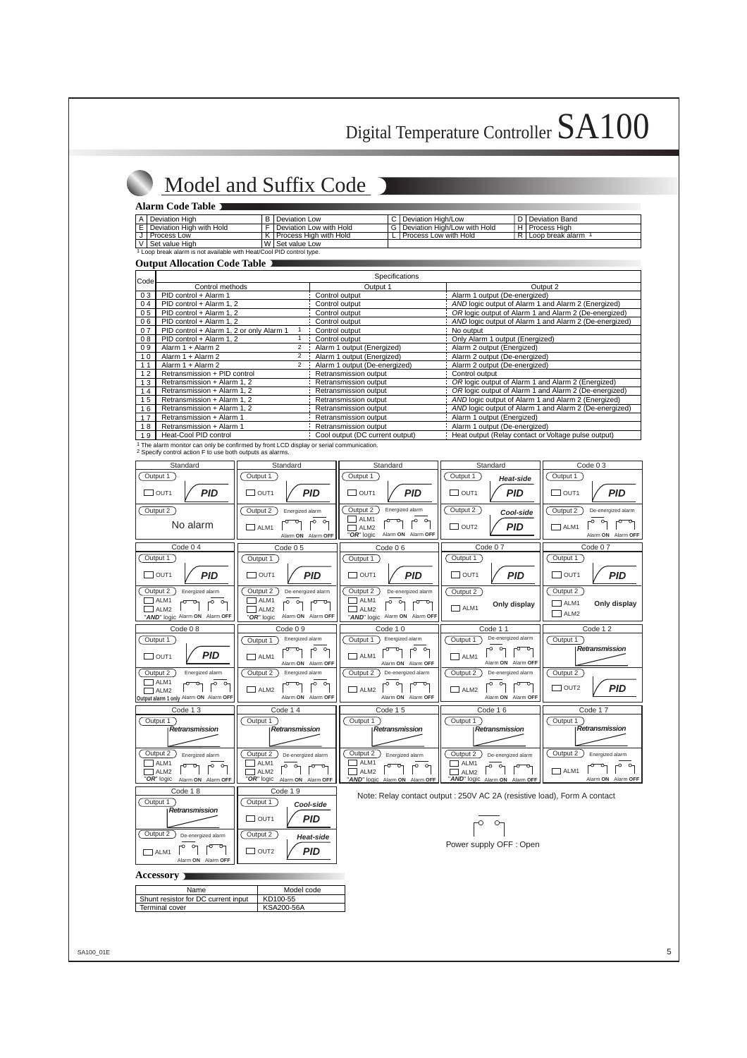# Model and Suffix Code

### Alarm Code Table

| | | | | | | | |
|---|---|---|---|---|---|---|---|
| A | Deviation High | B | Deviation Low | C | Deviation High/Low | D | Deviation Band |
| E | Deviation High with Hold | F | Deviation Low with Hold | G | Deviation High/Low with Hold | H | Process High |
| J | Process Low | K | Process High with Hold | L | Process Low with Hold | R | Loop break alarm [1] |
| V | Set value High | W | Set value Low | | | | |

[1] Loop break alarm is not available with Heat/Cool PID control type.

### Output Allocation Code Table

| Code | Specifications: Control methods | Output 1 | Output 2 |
|---|---|---|---|
| 03 | PID control + Alarm 1 | Control output | Alarm 1 output (De-energized) |
| 04 | PID control + Alarm 1, 2 | Control output | *AND* logic output of Alarm 1 and Alarm 2 (Energized) |
| 05 | PID control + Alarm 1, 2 | Control output | *OR* logic output of Alarm 1 and Alarm 2 (De-energized) |
| 06 | PID control + Alarm 1, 2 | Control output | *AND* logic output of Alarm 1 and Alarm 2 (De-energized) |
| 07 | PID control + Alarm 1, 2 or only Alarm 1 [1] | Control output | No output |
| 08 | PID control + Alarm 1, 2 [1] | Control output | Only Alarm 1 output (Energized) |
| 09 | Alarm 1 + Alarm 2 [2] | Alarm 1 output (Energized) | Alarm 2 output (Energized) |
| 10 | Alarm 1 + Alarm 2 [2] | Alarm 1 output (Energized) | Alarm 2 output (De-energized) |
| 11 | Alarm 1 + Alarm 2 [2] | Alarm 1 output (De-energized) | Alarm 2 output (De-energized) |
| 12 | Retransmission + PID control | Retransmission output | Control output |
| 13 | Retransmission + Alarm 1, 2 | Retransmission output | *OR* logic output of Alarm 1 and Alarm 2 (Energized) |
| 14 | Retransmission + Alarm 1, 2 | Retransmission output | *OR* logic output of Alarm 1 and Alarm 2 (De-energized) |
| 15 | Retransmission + Alarm 1, 2 | Retransmission output | *AND* logic output of Alarm 1 and Alarm 2 (Energized) |
| 16 | Retransmission + Alarm 1, 2 | Retransmission output | *AND* logic output of Alarm 1 and Alarm 2 (De-energized) |
| 17 | Retransmission + Alarm 1 | Retransmission output | Alarm 1 output (Energized) |
| 18 | Retransmission + Alarm 1 | Retransmission output | Alarm 1 output (De-energized) |
| 19 | Heat-Cool PID control | Cool output (DC current output) | Heat output (Relay contact or Voltage pulse output) |

[1] The alarm monitor can only be confirmed by front LCD display or serial communication.
[2] Specify control action F to use both outputs as alarms.

| Code | Output 1 | Output 2 |
|---|---|---|
| Standard | OUT1 – PID | No alarm |
| Standard | OUT1 – PID | Energized alarm: ALM1 (Alarm ON / Alarm OFF) |
| Standard | OUT1 – PID | Energized alarm: ALM1, ALM2, "OR" logic (Alarm ON / Alarm OFF) |
| Standard | Heat-side: OUT1 – PID | Cool-side: OUT2 – PID |
| Code 03 | OUT1 – PID | De-energized alarm: ALM1 (Alarm ON / Alarm OFF) |
| Code 04 | OUT1 – PID | Energized alarm: ALM1, ALM2, "AND" logic (Alarm ON / Alarm OFF) |
| Code 05 | OUT1 – PID | De-energized alarm: ALM1, ALM2, "OR" logic (Alarm ON / Alarm OFF) |
| Code 06 | OUT1 – PID | De-energized alarm: ALM1, ALM2, "AND" logic (Alarm ON / Alarm OFF) |
| Code 07 | OUT1 – PID | ALM1 – Only display |
| Code 07 | OUT1 – PID | ALM1, ALM2 – Only display |
| Code 08 | OUT1 – PID | Energized alarm: ALM1, ALM2, Output alarm 1 only (Alarm ON / Alarm OFF) |
| Code 09 | Energized alarm: ALM1 (Alarm ON / Alarm OFF) | Energized alarm: ALM2 (Alarm ON / Alarm OFF) |
| Code 10 | Energized alarm: ALM1 (Alarm ON / Alarm OFF) | De-energized alarm: ALM2 (Alarm ON / Alarm OFF) |
| Code 11 | De-energized alarm: ALM1 (Alarm ON / Alarm OFF) | De-energized alarm: ALM2 (Alarm ON / Alarm OFF) |
| Code 12 | Retransmission | OUT2 – PID |
| Code 13 | Retransmission | Energized alarm: ALM1, ALM2, "OR" logic (Alarm ON / Alarm OFF) |
| Code 14 | Retransmission | De-energized alarm: ALM1, ALM2, "OR" logic (Alarm ON / Alarm OFF) |
| Code 15 | Retransmission | Energized alarm: ALM1, ALM2, "AND" logic (Alarm ON / Alarm OFF) |
| Code 16 | Retransmission | De-energized alarm: ALM1, ALM2, "AND" logic (Alarm ON / Alarm OFF) |
| Code 17 | Retransmission | Energized alarm: ALM1 (Alarm ON / Alarm OFF) |
| Code 18 | Retransmission | De-energized alarm: ALM1 (Alarm ON / Alarm OFF) |
| Code 19 | Cool-side: OUT1 – PID | Heat-side: OUT2 – PID |

Note: Relay contact output : 250V AC 2A (resistive load), Form A contact

Power supply OFF : Open

### Accessory

| Name | Model code |
|---|---|
| Shunt resistor for DC current input | KD100-55 |
| Terminal cover | KSA200-56A |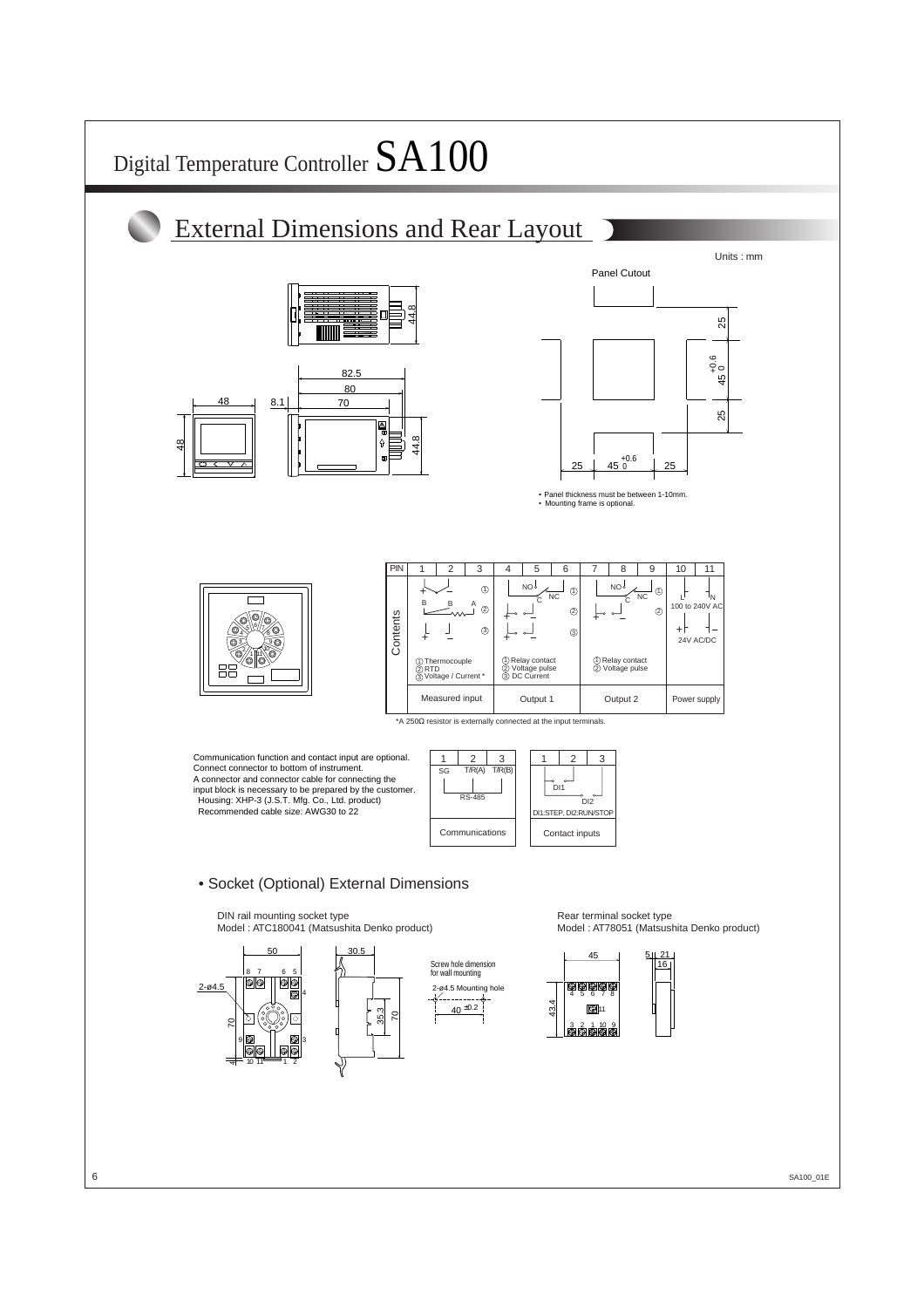# Digital Temperature Controller SA100

## External Dimensions and Rear Layout

Units : mm

Panel Cutout

82.5
80
70
48
8.1
44.8
48
44.8

25
$45^{+0.6}_{0}$
25
25
$45^{+0.6}_{0}$
25

- Panel thickness must be between 1-10mm.
- Mounting frame is optional.

| PIN | 1 | 2 | 3 | 4 | 5 | 6 | 7 | 8 | 9 | 10 | 11 |
|---|---|---|---|---|---|---|---|---|---|---|---|
| Contents | ① Thermocouple ② RTD ③ Voltage / Current * | | | ① Relay contact ② Voltage pulse ③ DC Current | | | ① Relay contact ② Voltage pulse | | | 100 to 240V AC / 24V AC/DC | |
| | Measured input | | | Output 1 | | | Output 2 | | | Power supply | |

*A 250Ω resistor is externally connected at the input terminals.

Communication function and contact input are optional.
Connect connector to bottom of instrument.
A connector and connector cable for connecting the input block is necessary to be prepared by the customer.
Housing: XHP-3 (J.S.T. Mfg. Co., Ltd. product)
Recommended cable size: AWG30 to 22

| 1 | 2 | 3 |
|---|---|---|
| SG | T/R(A) | T/R(B) |
| RS-485 | | |
| Communications | | |

| 1 | 2 | 3 |
|---|---|---|
| DI1 | DI2 | |
| DI1:STEP, DI2:RUN/STOP | | |
| Contact inputs | | |

- Socket (Optional) External Dimensions

DIN rail mounting socket type
Model : ATC180041 (Matsushita Denko product)

50
30.5
2-ø4.5
70
35.3
70
4

Screw hole dimension for wall mounting
2-ø4.5 Mounting hole
$40^{\pm 0.2}$

Rear terminal socket type
Model : AT78051 (Matsushita Denko product)

45
43.4
5
21
16